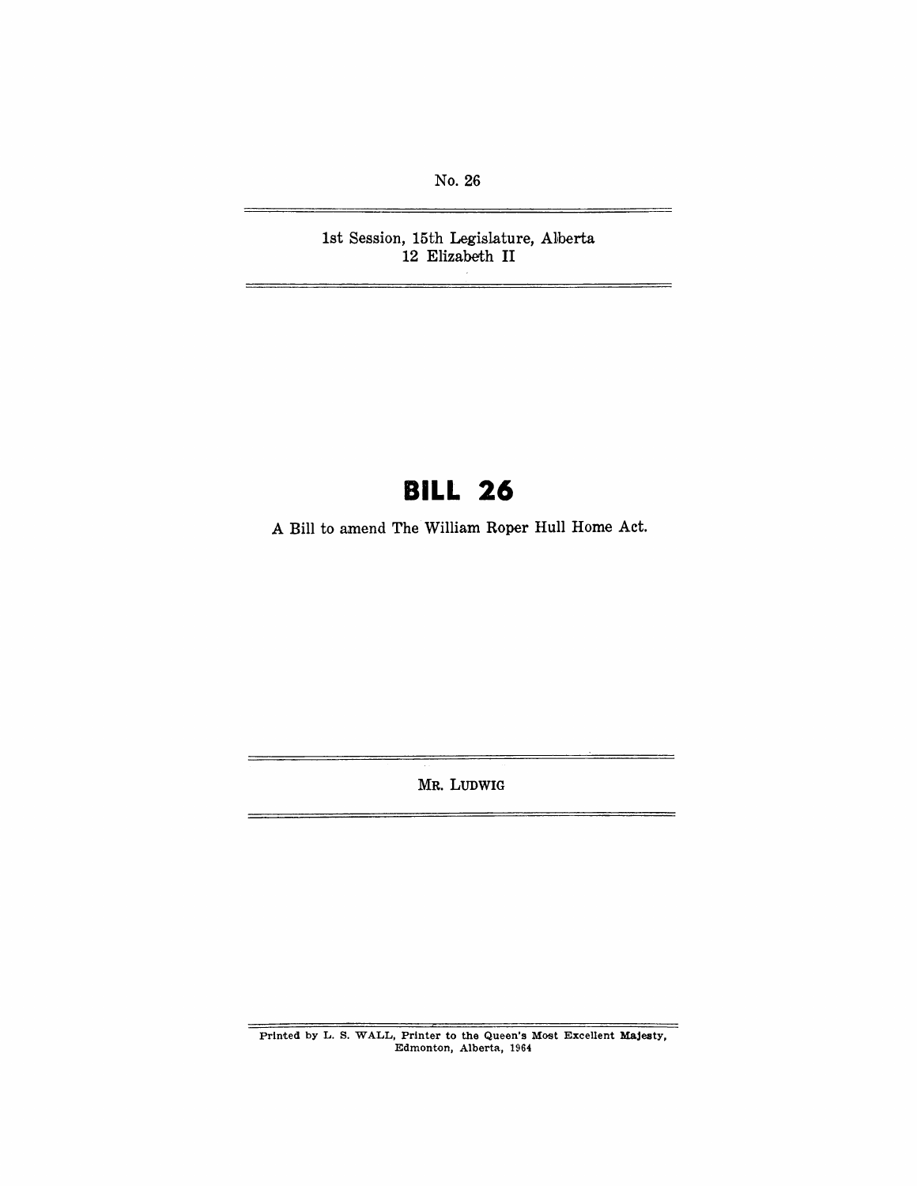No. 26

1st Session, 15th Legislature, Alberta
12 Elizabeth II

# BILL 26

A Bill to amend The William Roper Hull Home Act.

MR. LUDWIG

Printed by L. S. WALL, Printer to the Queen's Most Excellent Majesty, Edmonton, Alberta, 1964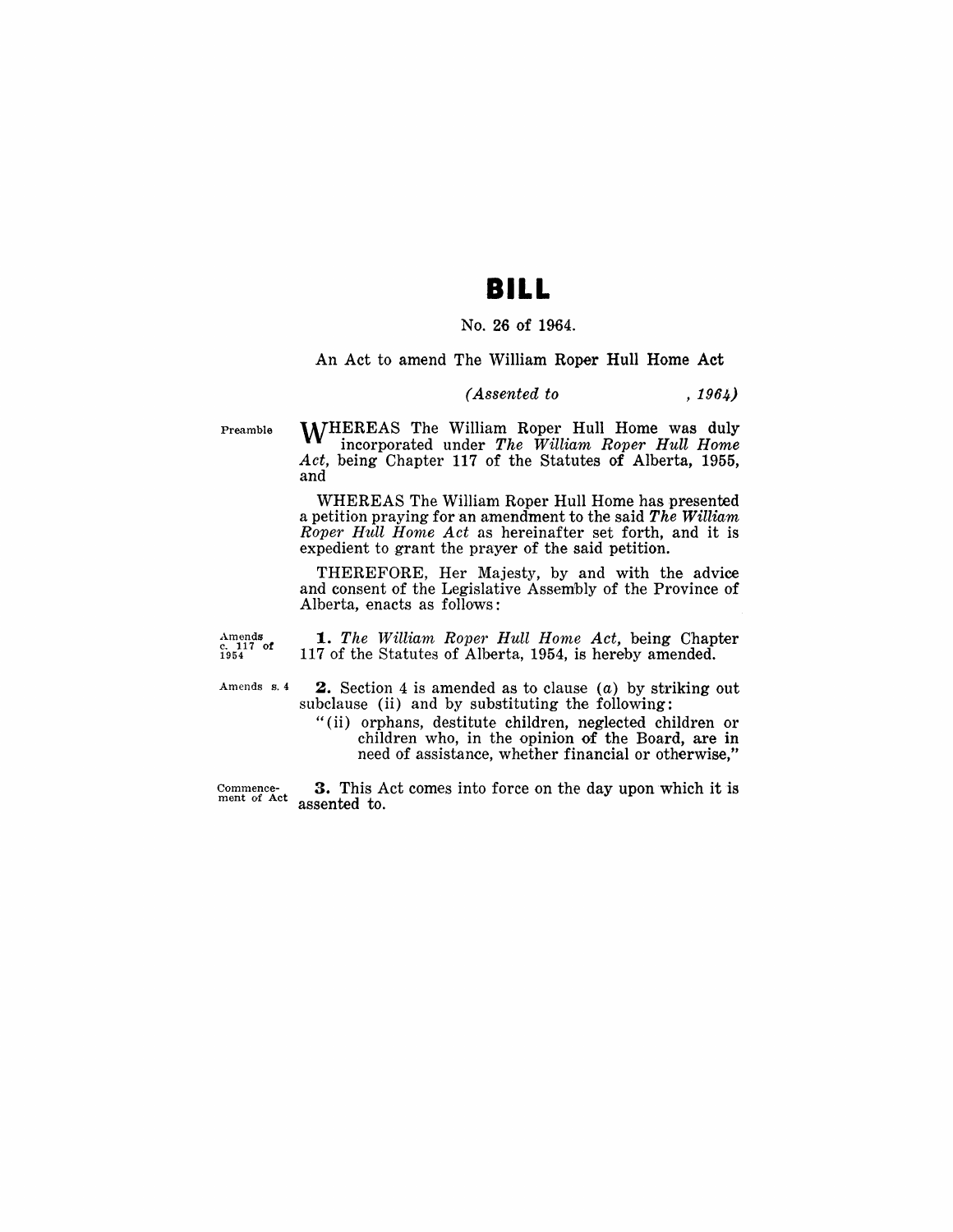# BILL

No. 26 of 1964.

An Act to amend The William Roper Hull Home Act

*(Assented to , 1964)*

Preamble

WHEREAS The William Roper Hull Home was duly incorporated under *The William Roper Hull Home Act*, being Chapter 117 of the Statutes of Alberta, 1955, and

WHEREAS The William Roper Hull Home has presented a petition praying for an amendment to the said *The William Roper Hull Home Act* as hereinafter set forth, and it is expedient to grant the prayer of the said petition.

THEREFORE, Her Majesty, by and with the advice and consent of the Legislative Assembly of the Province of Alberta, enacts as follows:

Amends c. 117 of 1954

**1.** *The William Roper Hull Home Act*, being Chapter 117 of the Statutes of Alberta, 1954, is hereby amended.

Amends s. 4

**2.** Section 4 is amended as to clause (*a*) by striking out subclause (ii) and by substituting the following:

"(ii) orphans, destitute children, neglected children or children who, in the opinion of the Board, are in need of assistance, whether financial or otherwise,"

Commencement of Act

**3.** This Act comes into force on the day upon which it is assented to.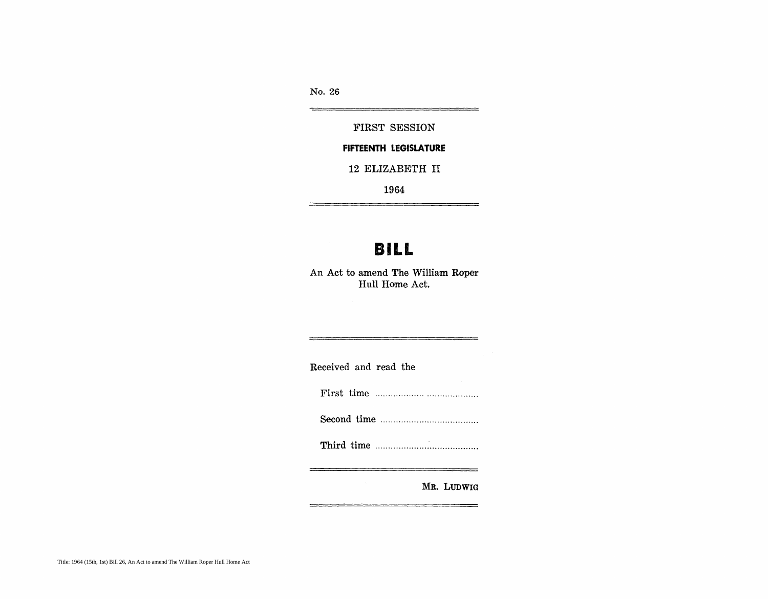No. 26

FIRST SESSION

**FIFTEENTH LEGISLATURE**

12 ELIZABETH II

1964

# BILL

An Act to amend The William Roper Hull Home Act.

Received and read the

First time ......................................

Second time ......................................

Third time ......................................

MR. LUDWIG